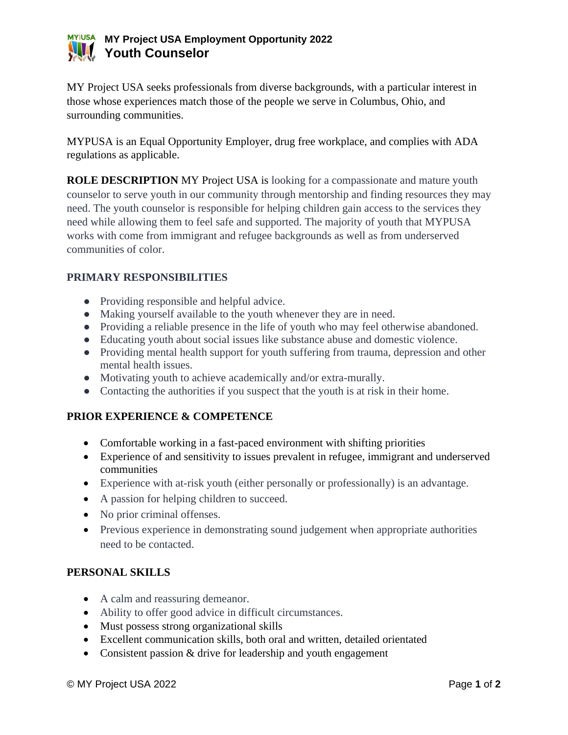# MY Project USA Employment Opportunity 2022

## Youth Counselor

MY Project USA seeks professionals from diverse backgrounds, with a particular interest in those whose experiences match those of the people we serve in Columbus, Ohio, and surrounding communities.

MYPUSA is an Equal Opportunity Employer, drug free workplace, and complies with ADA regulations as applicable.

**ROLE DESCRIPTION** MY Project USA is looking for a compassionate and mature youth counselor to serve youth in our community through mentorship and finding resources they may need. The youth counselor is responsible for helping children gain access to the services they need while allowing them to feel safe and supported. The majority of youth that MYPUSA works with come from immigrant and refugee backgrounds as well as from underserved communities of color.

### PRIMARY RESPONSIBILITIES

- Providing responsible and helpful advice.
- Making yourself available to the youth whenever they are in need.
- Providing a reliable presence in the life of youth who may feel otherwise abandoned.
- Educating youth about social issues like substance abuse and domestic violence.
- Providing mental health support for youth suffering from trauma, depression and other mental health issues.
- Motivating youth to achieve academically and/or extra-murally.
- Contacting the authorities if you suspect that the youth is at risk in their home.

### PRIOR EXPERIENCE & COMPETENCE

- Comfortable working in a fast-paced environment with shifting priorities
- Experience of and sensitivity to issues prevalent in refugee, immigrant and underserved communities
- Experience with at-risk youth (either personally or professionally) is an advantage.
- A passion for helping children to succeed.
- No prior criminal offenses.
- Previous experience in demonstrating sound judgement when appropriate authorities need to be contacted.

### PERSONAL SKILLS

- A calm and reassuring demeanor.
- Ability to offer good advice in difficult circumstances.
- Must possess strong organizational skills
- Excellent communication skills, both oral and written, detailed orientated
- Consistent passion & drive for leadership and youth engagement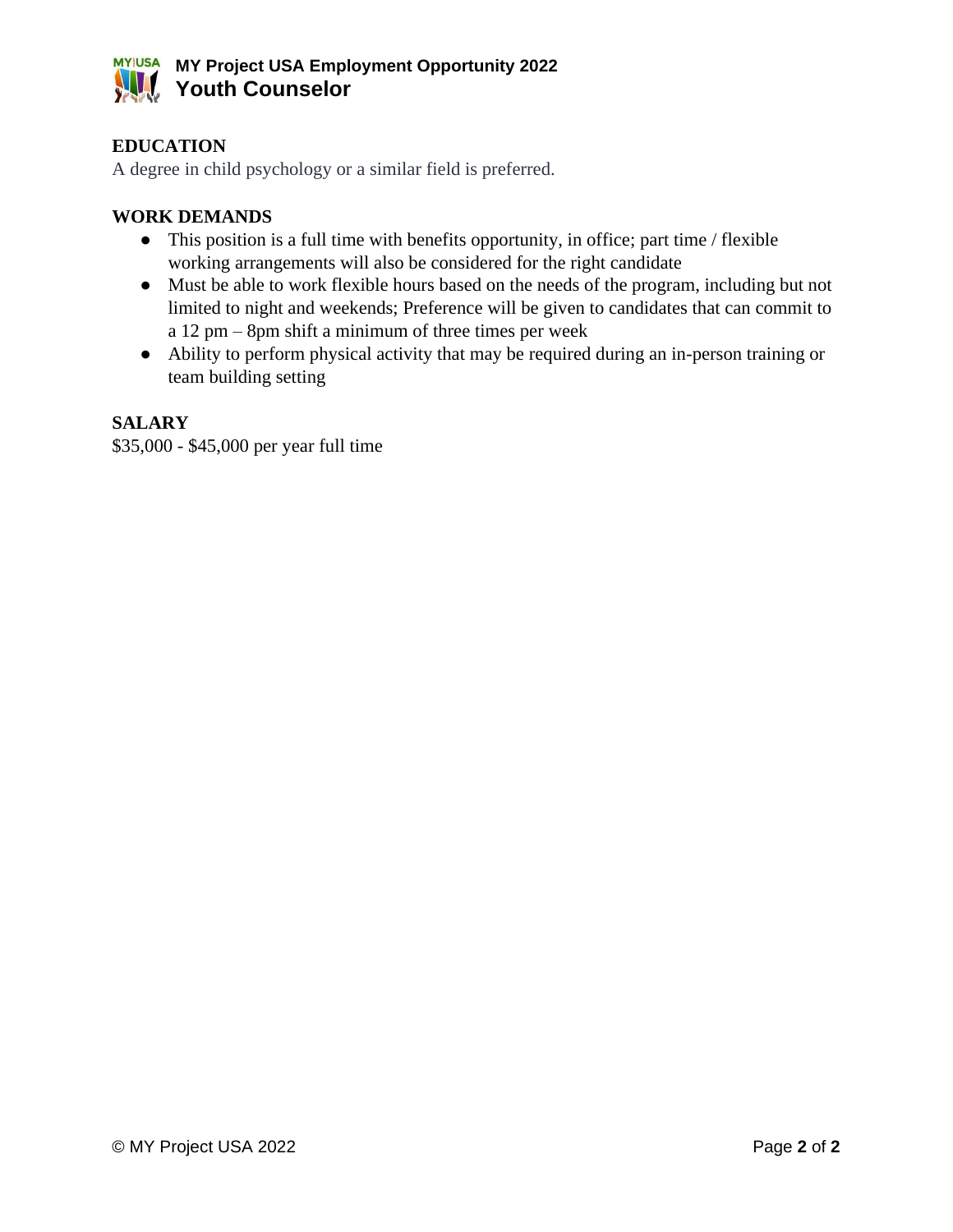## EDUCATION

A degree in child psychology or a similar field is preferred.

## WORK DEMANDS

- This position is a full time with benefits opportunity, in office; part time / flexible working arrangements will also be considered for the right candidate
- Must be able to work flexible hours based on the needs of the program, including but not limited to night and weekends; Preference will be given to candidates that can commit to a 12 pm – 8pm shift a minimum of three times per week
- Ability to perform physical activity that may be required during an in-person training or team building setting

## SALARY

$35,000 - $45,000 per year full time